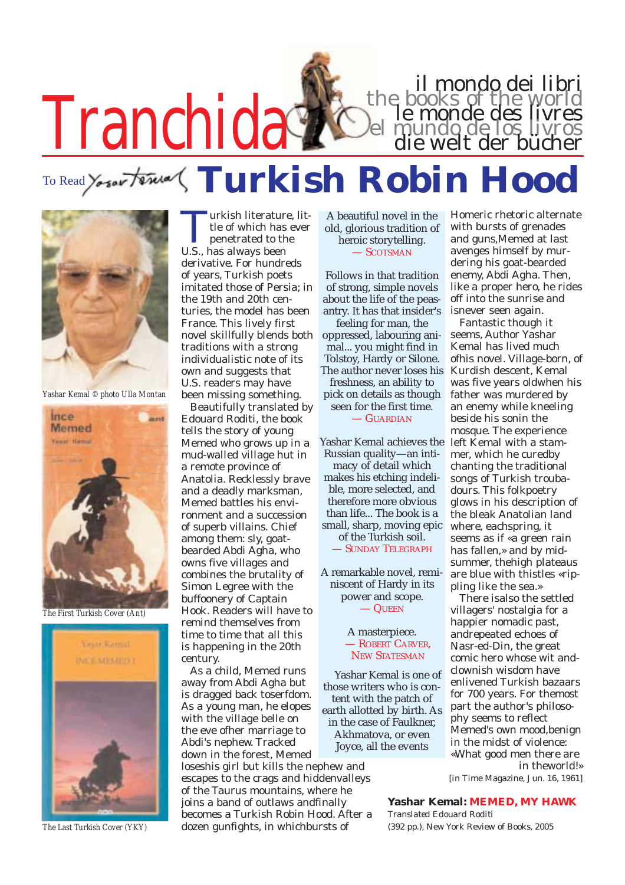# Tranchida

il mondo dei libri
the books of the world
le monde des livres
el mundo de los livros
die welt der bücher

## To Read Yaşar Kemal Turkish Robin Hood

Yashar Kemal © photo Ulla Montan

The First Turkish Cover (Ant)

The Last Turkish Cover (YKY)

Turkish literature, little of which has ever penetrated to the U.S., has always been derivative. For hundreds of years, Turkish poets imitated those of Persia; in the 19th and 20th centuries, the model has been France. This lively first novel skillfully blends both traditions with a strong individualistic note of its own and suggests that U.S. readers may have been missing something.

Beautifully translated by Edouard Roditi, the book tells the story of young Memed who grows up in a mud-walled village hut in a remote province of Anatolia. Recklessly brave and a deadly marksman, Memed battles his environment and a succession of superb villains. Chief among them: sly, goat-bearded Abdi Agha, who owns five villages and combines the brutality of Simon Legree with the buffoonery of Captain Hook. Readers will have to remind themselves from time to time that all this is happening in the 20th century.

As a child, Memed runs away from Abdi Agha but is dragged back toserfdom. As a young man, he elopes with the village belle on the eve ofher marriage to Abdi's nephew. Tracked down in the forest, Memed loseshis girl but kills the nephew and escapes to the crags and hiddenvalleys of the Taurus mountains, where he joins a band of outlaws andfinally becomes a Turkish Robin Hood. After a dozen gunfights, in whichbursts of Homeric rhetoric alternate with bursts of grenades and guns,Memed at last avenges himself by murdering his goat-bearded enemy, Abdi Agha. Then, like a proper hero, he rides off into the sunrise and isnever seen again.

Fantastic though it seems, Author Yashar Kemal has lived much ofhis novel. Village-born, of Kurdish descent, Kemal was five years oldwhen his father was murdered by an enemy while kneeling beside his sonin the mosque. The experience left Kemal with a stammer, which he curedby chanting the traditional songs of Turkish troubadours. This folkpoetry glows in his description of the bleak Anatolian land where, eachspring, it seems as if «a green rain has fallen,» and by midsummer, thehigh plateaus are blue with thistles «rippling like the sea.»

There isalso the settled villagers' nostalgia for a happier nomadic past, andrepeated echoes of Nasr-ed-Din, the great comic hero whose wit andclownish wisdom have enlivened Turkish bazaars for 700 years. For themost part the author's philosophy seems to reflect Memed's own mood,benign in the midst of violence: «What good men there are in theworld!»

[in Time Magazine, Jun. 16, 1961]

A beautiful novel in the old, glorious tradition of heroic storytelling.
— Scotsman

Follows in that tradition of strong, simple novels about the life of the peasantry. It has that insider's feeling for man, the oppressed, labouring animal... you might find in Tolstoy, Hardy or Silone. The author never loses his freshness, an ability to pick on details as though seen for the first time.
— Guardian

Yashar Kemal achieves the Russian quality—an intimacy of detail which makes his etching indelible, more selected, and therefore more obvious than life... The book is a small, sharp, moving epic of the Turkish soil.
— Sunday Telegraph

A remarkable novel, reminiscent of Hardy in its power and scope.
— Queen

A masterpiece.
— Robert Carver, New Statesman

Yashar Kemal is one of those writers who is content with the patch of earth allotted by birth. As in the case of Faulkner, Akhmatova, or even Joyce, all the events

**Yashar Kemal: MEMED, MY HAWK**
Translated Edouard Roditi
(392 pp.), New York Review of Books, 2005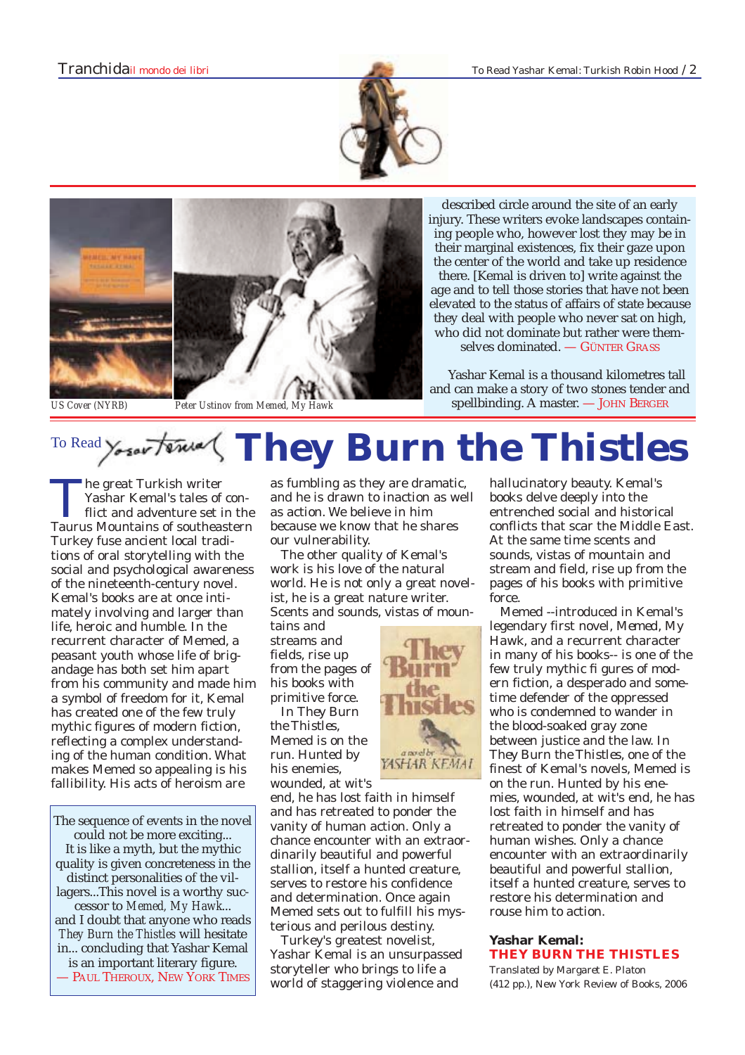US Cover (NYRB)

Peter Ustinov from *Memed, My Hawk*

described circle around the site of an early injury. These writers evoke landscapes containing people who, however lost they may be in their marginal existences, fix their gaze upon the center of the world and take up residence there. [Kemal is driven to] write against the age and to tell those stories that have not been elevated to the status of affairs of state because they deal with people who never sat on high, who did not dominate but rather were themselves dominated. — GÜNTER GRASS

Yashar Kemal is a thousand kilometres tall and can make a story of two stones tender and spellbinding. A master. — JOHN BERGER

# To Read Yashar Kemal They Burn the Thistles

The great Turkish writer Yashar Kemal's tales of conflict and adventure set in the Taurus Mountains of southeastern Turkey fuse ancient local traditions of oral storytelling with the social and psychological awareness of the nineteenth-century novel. Kemal's books are at once intimately involving and larger than life, heroic and humble. In the recurrent character of Memed, a peasant youth whose life of brigandage has both set him apart from his community and made him a symbol of freedom for it, Kemal has created one of the few truly mythic figures of modern fiction, reflecting a complex understanding of the human condition. What makes Memed so appealing is his fallibility. His acts of heroism are as fumbling as they are dramatic, and he is drawn to inaction as well as action. We believe in him because we know that he shares our vulnerability.

The other quality of Kemal's work is his love of the natural world. He is not only a great novelist, he is a great nature writer. Scents and sounds, vistas of mountains and streams and fields, rise up from the pages of his books with primitive force.

In They Burn the Thistles, Memed is on the run. Hunted by his enemies, wounded, at wit's end, he has lost faith in himself and has retreated to ponder the vanity of human action. Only a chance encounter with an extraordinarily beautiful and powerful stallion, itself a hunted creature, serves to restore his confidence and determination. Once again Memed sets out to fulfill his mysterious and perilous destiny.

Turkey's greatest novelist, Yashar Kemal is an unsurpassed storyteller who brings to life a world of staggering violence and hallucinatory beauty. Kemal's books delve deeply into the entrenched social and historical conflicts that scar the Middle East. At the same time scents and sounds, vistas of mountain and stream and field, rise up from the pages of his books with primitive force.

Memed --introduced in Kemal's legendary first novel, Memed, My Hawk, and a recurrent character in many of his books-- is one of the few truly mythic fi gures of modern fiction, a desperado and sometime defender of the oppressed who is condemned to wander in the blood-soaked gray zone between justice and the law. In They Burn the Thistles, one of the finest of Kemal's novels, Memed is on the run. Hunted by his enemies, wounded, at wit's end, he has lost faith in himself and has retreated to ponder the vanity of human wishes. Only a chance encounter with an extraordinarily beautiful and powerful stallion, itself a hunted creature, serves to restore his determination and rouse him to action.

> The sequence of events in the novel could not be more exciting... It is like a myth, but the mythic quality is given concreteness in the distinct personalities of the villagers...This novel is a worthy successor to *Memed, My Hawk*... and I doubt that anyone who reads *They Burn the Thistles* will hesitate in... concluding that Yashar Kemal is an important literary figure.
> — PAUL THEROUX, NEW YORK TIMES

**Yashar Kemal:**
**THEY BURN THE THISTLES**
Translated by Margaret E. Platon
(412 pp.), New York Review of Books, 2006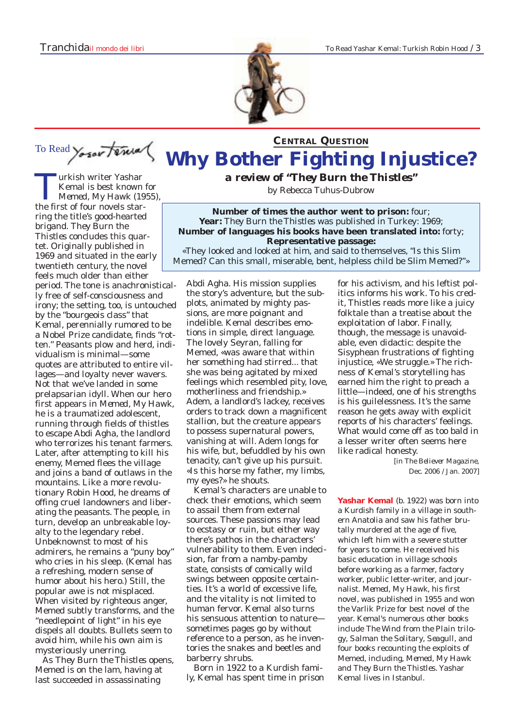To Read Yasar Kemal

### CENTRAL QUESTION

# Why Bother Fighting Injustice?

**a review of "They Burn the Thistles"**

by Rebecca Tuhus-Dubrow

**Number of times the author went to prison:** four;
**Year:** They Burn the Thistles was published in Turkey: 1969;
**Number of languages his books have been translated into:** forty;
**Representative passage:**
«They looked and looked at him, and said to themselves, "Is this Slim Memed? Can this small, miserable, bent, helpless child be Slim Memed?"»

Turkish writer Yashar Kemal is best known for *Memed, My Hawk* (1955), the first of four novels starring the title's good-hearted brigand. *They Burn the Thistles* concludes this quartet. Originally published in 1969 and situated in the early twentieth century, the novel feels much older than either period. The tone is anachronistically free of self-consciousness and irony; the setting, too, is untouched by the "bourgeois class" that Kemal, perennially rumored to be a Nobel Prize candidate, finds "rotten." Peasants plow and herd, individualism is minimal—some quotes are attributed to entire villages—and loyalty never wavers. Not that we've landed in some prelapsarian idyll. When our hero first appears in *Memed, My Hawk*, he is a traumatized adolescent, running through fields of thistles to escape Abdi Agha, the landlord who terrorizes his tenant farmers. Later, after attempting to kill his enemy, Memed flees the village and joins a band of outlaws in the mountains. Like a more revolutionary Robin Hood, he dreams of offing cruel landowners and liberating the peasants. The people, in turn, develop an unbreakable loyalty to the legendary rebel. Unbeknownst to most of his admirers, he remains a "puny boy" who cries in his sleep. (Kemal has a refreshing, modern sense of humor about his hero.) Still, the popular awe is not misplaced. When visited by righteous anger, Memed subtly transforms, and the "needlepoint of light" in his eye dispels all doubts. Bullets seem to avoid him, while his own aim is mysteriously unerring.

As *They Burn the Thistles* opens, Memed is on the lam, having at last succeeded in assassinating Abdi Agha. His mission supplies the story's adventure, but the subplots, animated by mighty passions, are more poignant and indelible. Kemal describes emotions in simple, direct language. The lovely Seyran, falling for Memed, «was aware that within her something had stirred... that she was being agitated by mixed feelings which resembled pity, love, motherliness and friendship.» Adem, a landlord's lackey, receives orders to track down a magnificent stallion, but the creature appears to possess supernatural powers, vanishing at will. Adem longs for his wife, but, befuddled by his own tenacity, can't give up his pursuit. «Is this horse my father, my limbs, my eyes?» he shouts.

Kemal's characters are unable to check their emotions, which seem to assail them from external sources. These passions may lead to ecstasy or ruin, but either way there's pathos in the characters' vulnerability to them. Even indecision, far from a namby-pamby state, consists of comically wild swings between opposite certainties. It's a world of excessive life, and the vitality is not limited to human fervor. Kemal also turns his sensuous attention to nature—sometimes pages go by without reference to a person, as he inventories the snakes and beetles and barberry shrubs.

Born in 1922 to a Kurdish family, Kemal has spent time in prison for his activism, and his leftist politics informs his work. To his credit, *Thistles* reads more like a juicy folktale than a treatise about the exploitation of labor. Finally, though, the message is unavoidable, even didactic: despite the Sisyphean frustrations of fighting injustice, «We struggle.» The richness of Kemal's storytelling has earned him the right to preach a little—indeed, one of his strengths is his guilelessness. It's the same reason he gets away with explicit reports of his characters' feelings. What would come off as too bald in a lesser writer often seems here like radical honesty.

[in The Believer Magazine, Dec. 2006 / Jan. 2007]

**Yashar Kemal** (b. 1922) was born into a Kurdish family in a village in southern Anatolia and saw his father brutally murdered at the age of five, which left him with a severe stutter for years to come. He received his basic education in village schools before working as a farmer, factory worker, public letter-writer, and journalist. *Memed, My Hawk*, his first novel, was published in 1955 and won the Varlik Prize for best novel of the year. Kemal's numerous other books include *The Wind from the Plain* trilogy, *Salman the Solitary*, *Seagull*, and four books recounting the exploits of Memed, including, *Memed, My Hawk* and *They Burn the Thistles*. Yashar Kemal lives in Istanbul.